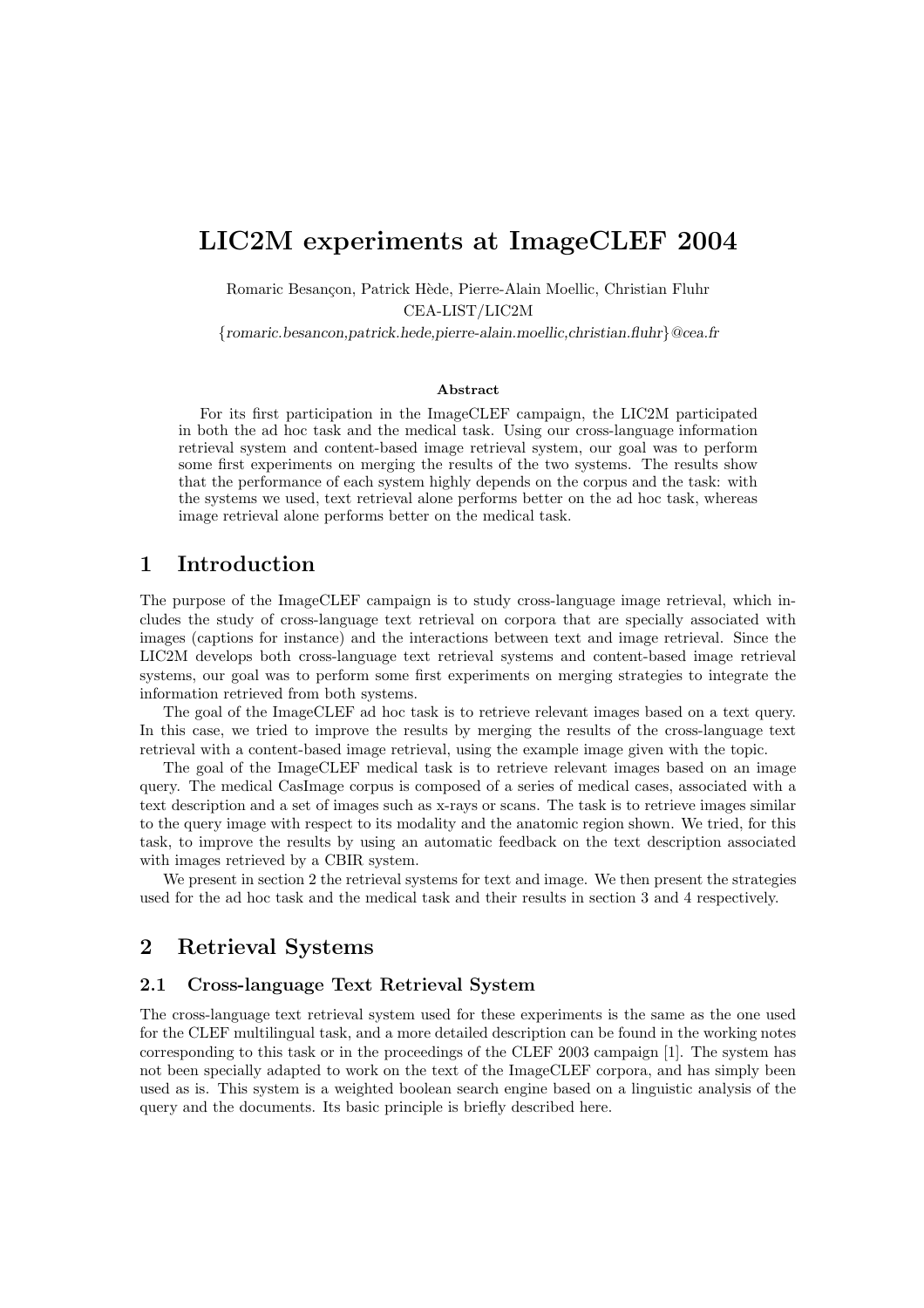# LIC2M experiments at ImageCLEF 2004

Romaric Besançon, Patrick Hède, Pierre-Alain Moellic, Christian Fluhr

CEA-LIST/LIC2M

{*romaric.besancon,patrick.hede,pierre-alain.moellic,christian.fluhr*}*@cea.fr*

**Abstract**

For its first participation in the ImageCLEF campaign, the LIC2M participated in both the ad hoc task and the medical task. Using our cross-language information retrieval system and content-based image retrieval system, our goal was to perform some first experiments on merging the results of the two systems. The results show that the performance of each system highly depends on the corpus and the task: with the systems we used, text retrieval alone performs better on the ad hoc task, whereas image retrieval alone performs better on the medical task.

## 1 Introduction

The purpose of the ImageCLEF campaign is to study cross-language image retrieval, which includes the study of cross-language text retrieval on corpora that are specially associated with images (captions for instance) and the interactions between text and image retrieval. Since the LIC2M develops both cross-language text retrieval systems and content-based image retrieval systems, our goal was to perform some first experiments on merging strategies to integrate the information retrieved from both systems.

The goal of the ImageCLEF ad hoc task is to retrieve relevant images based on a text query. In this case, we tried to improve the results by merging the results of the cross-language text retrieval with a content-based image retrieval, using the example image given with the topic.

The goal of the ImageCLEF medical task is to retrieve relevant images based on an image query. The medical CasImage corpus is composed of a series of medical cases, associated with a text description and a set of images such as x-rays or scans. The task is to retrieve images similar to the query image with respect to its modality and the anatomic region shown. We tried, for this task, to improve the results by using an automatic feedback on the text description associated with images retrieved by a CBIR system.

We present in section 2 the retrieval systems for text and image. We then present the strategies used for the ad hoc task and the medical task and their results in section 3 and 4 respectively.

## 2 Retrieval Systems

### 2.1 Cross-language Text Retrieval System

The cross-language text retrieval system used for these experiments is the same as the one used for the CLEF multilingual task, and a more detailed description can be found in the working notes corresponding to this task or in the proceedings of the CLEF 2003 campaign [1]. The system has not been specially adapted to work on the text of the ImageCLEF corpora, and has simply been used as is. This system is a weighted boolean search engine based on a linguistic analysis of the query and the documents. Its basic principle is briefly described here.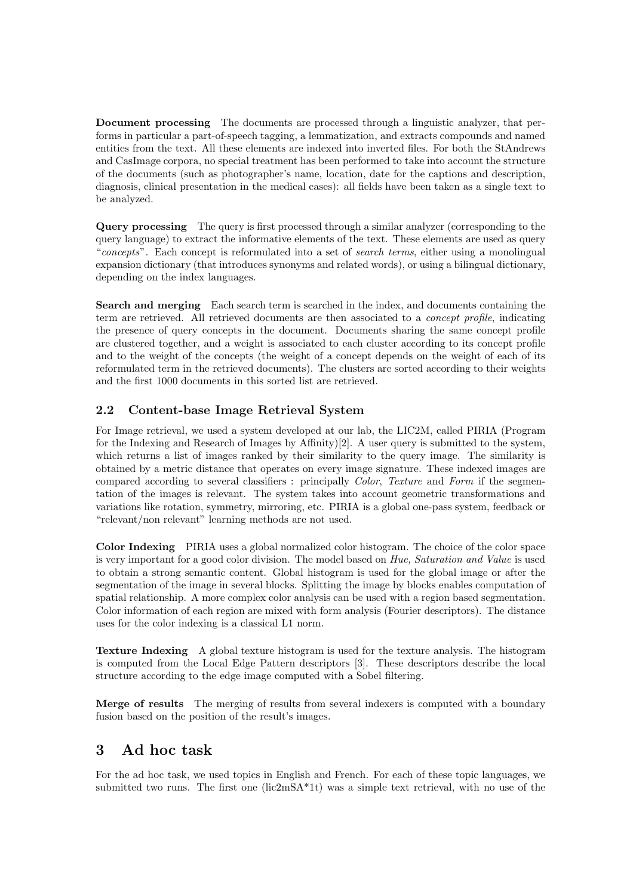**Document processing** The documents are processed through a linguistic analyzer, that performs in particular a part-of-speech tagging, a lemmatization, and extracts compounds and named entities from the text. All these elements are indexed into inverted files. For both the StAndrews and CasImage corpora, no special treatment has been performed to take into account the structure of the documents (such as photographer's name, location, date for the captions and description, diagnosis, clinical presentation in the medical cases): all fields have been taken as a single text to be analyzed.

**Query processing** The query is first processed through a similar analyzer (corresponding to the query language) to extract the informative elements of the text. These elements are used as query "*concepts*". Each concept is reformulated into a set of *search terms*, either using a monolingual expansion dictionary (that introduces synonyms and related words), or using a bilingual dictionary, depending on the index languages.

**Search and merging** Each search term is searched in the index, and documents containing the term are retrieved. All retrieved documents are then associated to a *concept profile*, indicating the presence of query concepts in the document. Documents sharing the same concept profile are clustered together, and a weight is associated to each cluster according to its concept profile and to the weight of the concepts (the weight of a concept depends on the weight of each of its reformulated term in the retrieved documents). The clusters are sorted according to their weights and the first 1000 documents in this sorted list are retrieved.

## 2.2 Content-base Image Retrieval System

For Image retrieval, we used a system developed at our lab, the LIC2M, called PIRIA (Program for the Indexing and Research of Images by Affinity)[2]. A user query is submitted to the system, which returns a list of images ranked by their similarity to the query image. The similarity is obtained by a metric distance that operates on every image signature. These indexed images are compared according to several classifiers : principally *Color*, *Texture* and *Form* if the segmentation of the images is relevant. The system takes into account geometric transformations and variations like rotation, symmetry, mirroring, etc. PIRIA is a global one-pass system, feedback or "relevant/non relevant" learning methods are not used.

**Color Indexing** PIRIA uses a global normalized color histogram. The choice of the color space is very important for a good color division. The model based on *Hue, Saturation and Value* is used to obtain a strong semantic content. Global histogram is used for the global image or after the segmentation of the image in several blocks. Splitting the image by blocks enables computation of spatial relationship. A more complex color analysis can be used with a region based segmentation. Color information of each region are mixed with form analysis (Fourier descriptors). The distance uses for the color indexing is a classical L1 norm.

**Texture Indexing** A global texture histogram is used for the texture analysis. The histogram is computed from the Local Edge Pattern descriptors [3]. These descriptors describe the local structure according to the edge image computed with a Sobel filtering.

**Merge of results** The merging of results from several indexers is computed with a boundary fusion based on the position of the result's images.

# 3 Ad hoc task

For the ad hoc task, we used topics in English and French. For each of these topic languages, we submitted two runs. The first one (lic2mSA*1t) was a simple text retrieval, with no use of the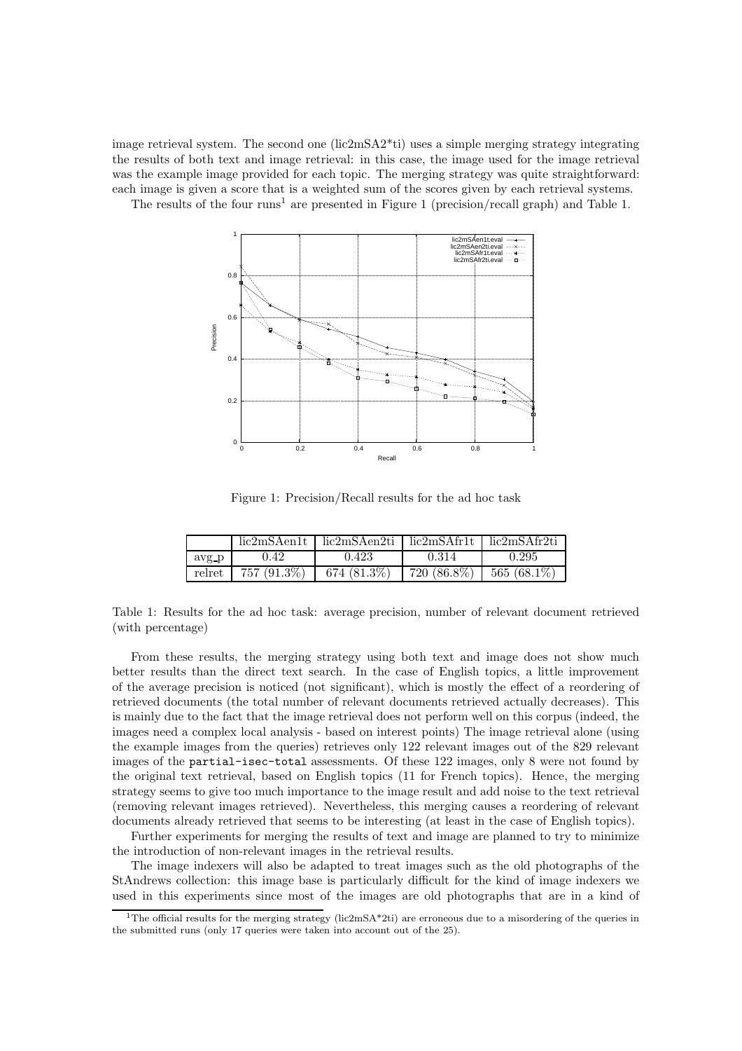image retrieval system. The second one (lic2mSA2*ti) uses a simple merging strategy integrating the results of both text and image retrieval: in this case, the image used for the image retrieval was the example image provided for each topic. The merging strategy was quite straightforward: each image is given a score that is a weighted sum of the scores given by each retrieval systems.

The results of the four runs[1] are presented in Figure 1 (precision/recall graph) and Table 1.

Figure 1: Precision/Recall results for the ad hoc task

| | lic2mSAen1t | lic2mSAen2ti | lic2mSAfr1t | lic2mSAfr2ti |
|---|---|---|---|---|
| avg_p | 0.42 | 0.423 | 0.314 | 0.295 |
| relret | 757 (91.3%) | 674 (81.3%) | 720 (86.8%) | 565 (68.1%) |

Table 1: Results for the ad hoc task: average precision, number of relevant document retrieved (with percentage)

From these results, the merging strategy using both text and image does not show much better results than the direct text search. In the case of English topics, a little improvement of the average precision is noticed (not significant), which is mostly the effect of a reordering of retrieved documents (the total number of relevant documents retrieved actually decreases). This is mainly due to the fact that the image retrieval does not perform well on this corpus (indeed, the images need a complex local analysis - based on interest points) The image retrieval alone (using the example images from the queries) retrieves only 122 relevant images out of the 829 relevant images of the `partial-isec-total` assessments. Of these 122 images, only 8 were not found by the original text retrieval, based on English topics (11 for French topics). Hence, the merging strategy seems to give too much importance to the image result and add noise to the text retrieval (removing relevant images retrieved). Nevertheless, this merging causes a reordering of relevant documents already retrieved that seems to be interesting (at least in the case of English topics).

Further experiments for merging the results of text and image are planned to try to minimize the introduction of non-relevant images in the retrieval results.

The image indexers will also be adapted to treat images such as the old photographs of the StAndrews collection: this image base is particularly difficult for the kind of image indexers we used in this experiments since most of the images are old photographs that are in a kind of

[1] The official results for the merging strategy (lic2mSA*2ti) are erroneous due to a misordering of the queries in the submitted runs (only 17 queries were taken into account out of the 25).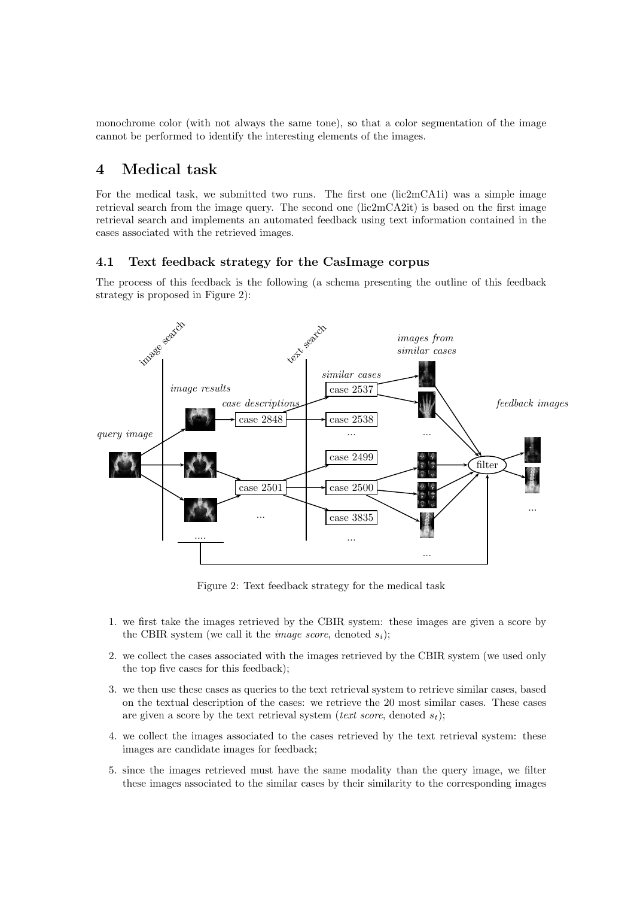monochrome color (with not always the same tone), so that a color segmentation of the image cannot be performed to identify the interesting elements of the images.

# 4 Medical task

For the medical task, we submitted two runs. The first one (lic2mCA1i) was a simple image retrieval search from the image query. The second one (lic2mCA2it) is based on the first image retrieval search and implements an automated feedback using text information contained in the cases associated with the retrieved images.

## 4.1 Text feedback strategy for the CasImage corpus

The process of this feedback is the following (a schema presenting the outline of this feedback strategy is proposed in Figure 2):

Figure 2: Text feedback strategy for the medical task

1. we first take the images retrieved by the CBIR system: these images are given a score by the CBIR system (we call it the *image score*, denoted $s_i$);
2. we collect the cases associated with the images retrieved by the CBIR system (we used only the top five cases for this feedback);
3. we then use these cases as queries to the text retrieval system to retrieve similar cases, based on the textual description of the cases: we retrieve the 20 most similar cases. These cases are given a score by the text retrieval system (*text score*, denoted $s_t$);
4. we collect the images associated to the cases retrieved by the text retrieval system: these images are candidate images for feedback;
5. since the images retrieved must have the same modality than the query image, we filter these images associated to the similar cases by their similarity to the corresponding images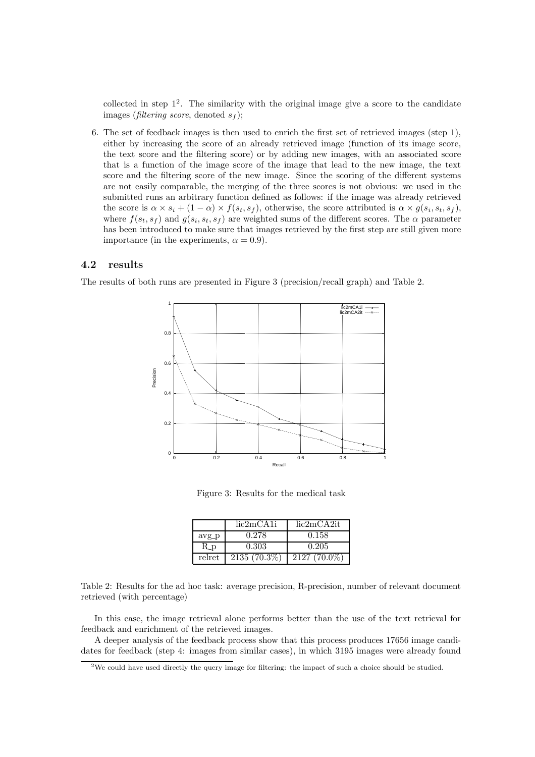collected in step 1[2]. The similarity with the original image give a score to the candidate images (*filtering score*, denoted $s_f$);

6. The set of feedback images is then used to enrich the first set of retrieved images (step 1), either by increasing the score of an already retrieved image (function of its image score, the text score and the filtering score) or by adding new images, with an associated score that is a function of the image score of the image that lead to the new image, the text score and the filtering score of the new image. Since the scoring of the different systems are not easily comparable, the merging of the three scores is not obvious: we used in the submitted runs an arbitrary function defined as follows: if the image was already retrieved the score is $\alpha \times s_i + (1 - \alpha) \times f(s_t, s_f)$, otherwise, the score attributed is $\alpha \times g(s_i, s_t, s_f)$, where $f(s_t, s_f)$ and $g(s_i, s_t, s_f)$ are weighted sums of the different scores. The $\alpha$ parameter has been introduced to make sure that images retrieved by the first step are still given more importance (in the experiments, $\alpha = 0.9$).

## 4.2 results

The results of both runs are presented in Figure 3 (precision/recall graph) and Table 2.

Figure 3: Results for the medical task

| | lic2mCA1i | lic2mCA2it |
|---|---|---|
| avg_p | 0.278 | 0.158 |
| R_p | 0.303 | 0.205 |
| relret | 2135 (70.3%) | 2127 (70.0%) |

Table 2: Results for the ad hoc task: average precision, R-precision, number of relevant document retrieved (with percentage)

In this case, the image retrieval alone performs better than the use of the text retrieval for feedback and enrichment of the retrieved images.

A deeper analysis of the feedback process show that this process produces 17656 image candidates for feedback (step 4: images from similar cases), in which 3195 images were already found

[2] We could have used directly the query image for filtering: the impact of such a choice should be studied.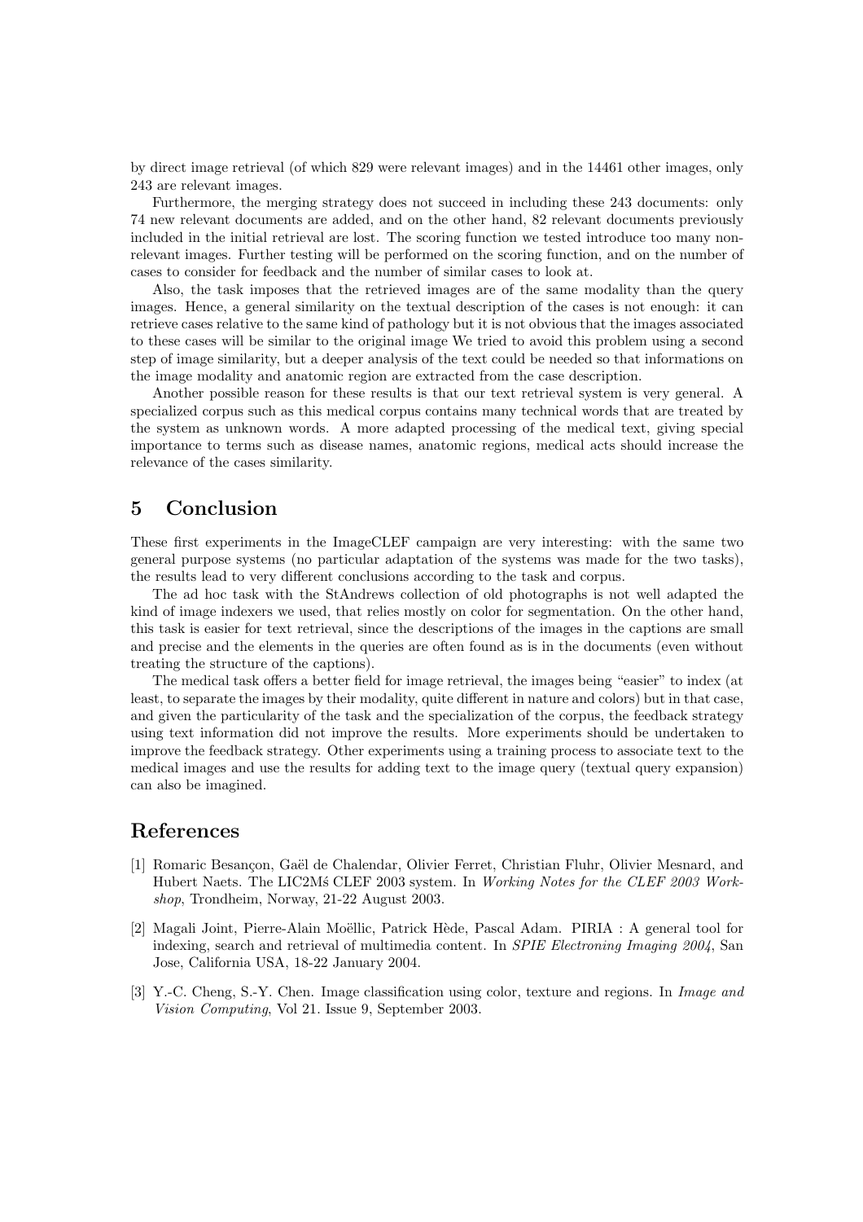by direct image retrieval (of which 829 were relevant images) and in the 14461 other images, only 243 are relevant images.

Furthermore, the merging strategy does not succeed in including these 243 documents: only 74 new relevant documents are added, and on the other hand, 82 relevant documents previously included in the initial retrieval are lost. The scoring function we tested introduce too many non-relevant images. Further testing will be performed on the scoring function, and on the number of cases to consider for feedback and the number of similar cases to look at.

Also, the task imposes that the retrieved images are of the same modality than the query images. Hence, a general similarity on the textual description of the cases is not enough: it can retrieve cases relative to the same kind of pathology but it is not obvious that the images associated to these cases will be similar to the original image We tried to avoid this problem using a second step of image similarity, but a deeper analysis of the text could be needed so that informations on the image modality and anatomic region are extracted from the case description.

Another possible reason for these results is that our text retrieval system is very general. A specialized corpus such as this medical corpus contains many technical words that are treated by the system as unknown words. A more adapted processing of the medical text, giving special importance to terms such as disease names, anatomic regions, medical acts should increase the relevance of the cases similarity.

## 5 Conclusion

These first experiments in the ImageCLEF campaign are very interesting: with the same two general purpose systems (no particular adaptation of the systems was made for the two tasks), the results lead to very different conclusions according to the task and corpus.

The ad hoc task with the StAndrews collection of old photographs is not well adapted the kind of image indexers we used, that relies mostly on color for segmentation. On the other hand, this task is easier for text retrieval, since the descriptions of the images in the captions are small and precise and the elements in the queries are often found as is in the documents (even without treating the structure of the captions).

The medical task offers a better field for image retrieval, the images being "easier" to index (at least, to separate the images by their modality, quite different in nature and colors) but in that case, and given the particularity of the task and the specialization of the corpus, the feedback strategy using text information did not improve the results. More experiments should be undertaken to improve the feedback strategy. Other experiments using a training process to associate text to the medical images and use the results for adding text to the image query (textual query expansion) can also be imagined.

## References

[1] Romaric Besançon, Gaël de Chalendar, Olivier Ferret, Christian Fluhr, Olivier Mesnard, and Hubert Naets. The LIC2Mś CLEF 2003 system. In *Working Notes for the CLEF 2003 Workshop*, Trondheim, Norway, 21-22 August 2003.

[2] Magali Joint, Pierre-Alain Moëllic, Patrick Hède, Pascal Adam. PIRIA : A general tool for indexing, search and retrieval of multimedia content. In *SPIE Electroning Imaging 2004*, San Jose, California USA, 18-22 January 2004.

[3] Y.-C. Cheng, S.-Y. Chen. Image classification using color, texture and regions. In *Image and Vision Computing*, Vol 21. Issue 9, September 2003.